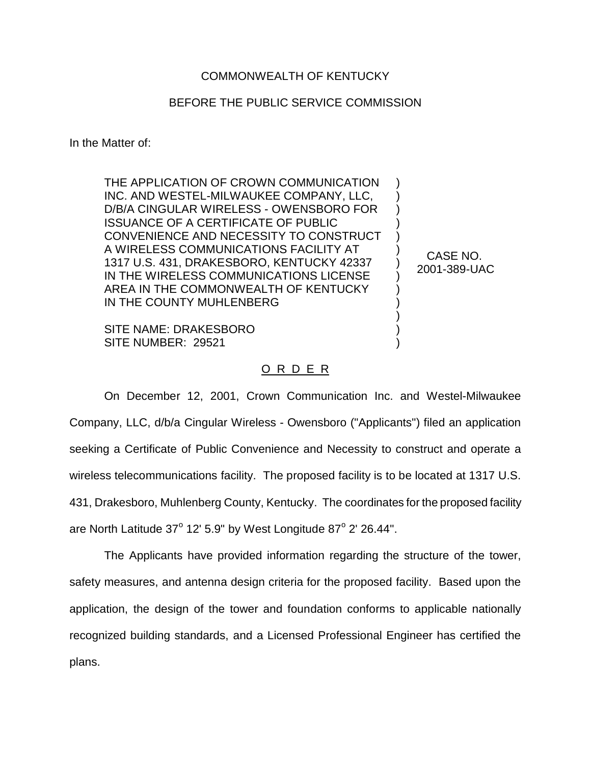COMMONWEALTH OF KENTUCKY

BEFORE THE PUBLIC SERVICE COMMISSION

In the Matter of:

THE APPLICATION OF CROWN COMMUNICATION INC. AND WESTEL-MILWAUKEE COMPANY, LLC, D/B/A CINGULAR WIRELESS - OWENSBORO FOR ISSUANCE OF A CERTIFICATE OF PUBLIC CONVENIENCE AND NECESSITY TO CONSTRUCT A WIRELESS COMMUNICATIONS FACILITY AT 1317 U.S. 431, DRAKESBORO, KENTUCKY 42337 IN THE WIRELESS COMMUNICATIONS LICENSE AREA IN THE COMMONWEALTH OF KENTUCKY IN THE COUNTY MUHLENBERG

SITE NAME: DRAKESBORO
SITE NUMBER: 29521

CASE NO. 2001-389-UAC

O R D E R

On December 12, 2001, Crown Communication Inc. and Westel-Milwaukee Company, LLC, d/b/a Cingular Wireless - Owensboro ("Applicants") filed an application seeking a Certificate of Public Convenience and Necessity to construct and operate a wireless telecommunications facility. The proposed facility is to be located at 1317 U.S. 431, Drakesboro, Muhlenberg County, Kentucky. The coordinates for the proposed facility are North Latitude 37° 12' 5.9" by West Longitude 87° 2' 26.44".

The Applicants have provided information regarding the structure of the tower, safety measures, and antenna design criteria for the proposed facility. Based upon the application, the design of the tower and foundation conforms to applicable nationally recognized building standards, and a Licensed Professional Engineer has certified the plans.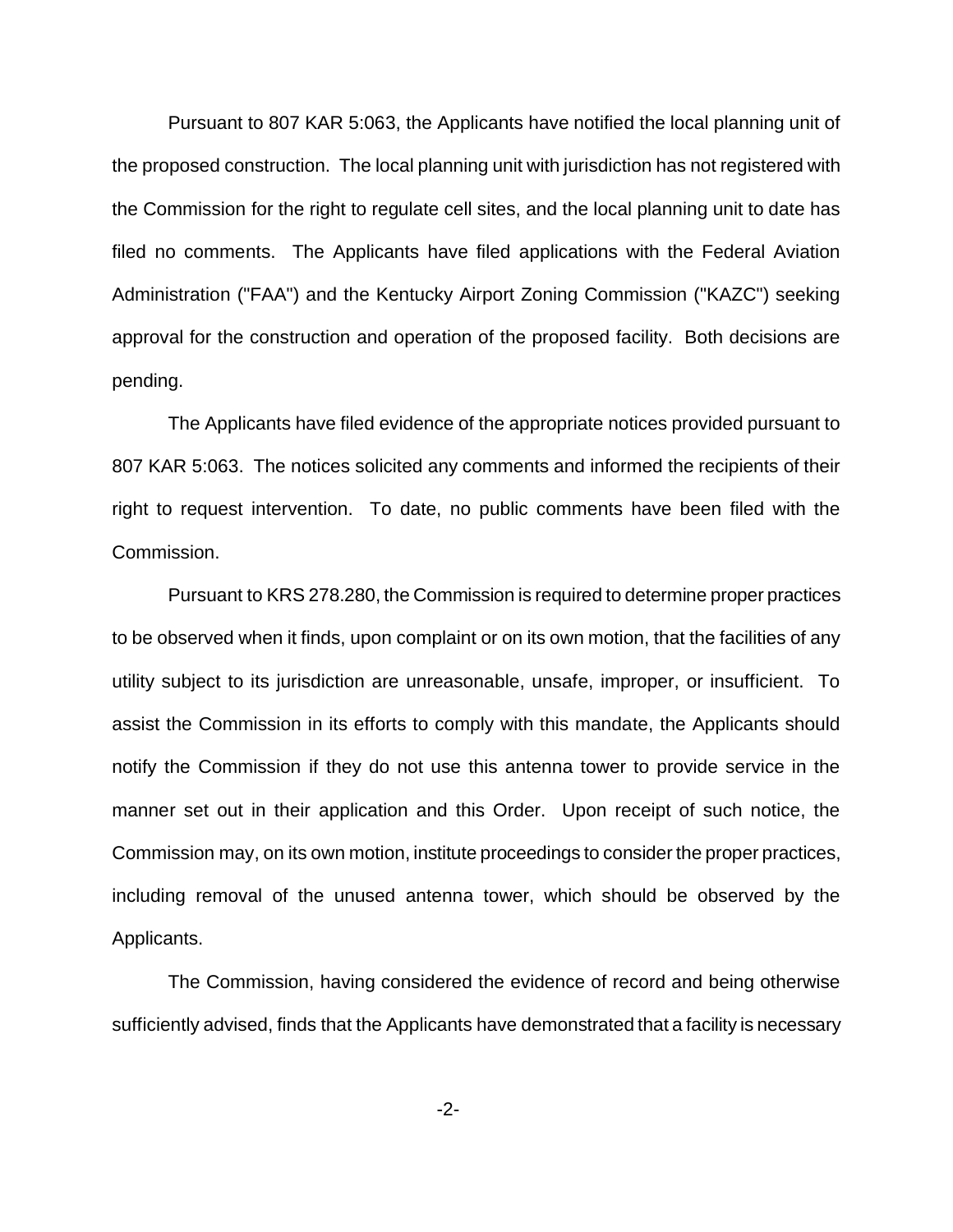Pursuant to 807 KAR 5:063, the Applicants have notified the local planning unit of the proposed construction. The local planning unit with jurisdiction has not registered with the Commission for the right to regulate cell sites, and the local planning unit to date has filed no comments. The Applicants have filed applications with the Federal Aviation Administration ("FAA") and the Kentucky Airport Zoning Commission ("KAZC") seeking approval for the construction and operation of the proposed facility. Both decisions are pending.

The Applicants have filed evidence of the appropriate notices provided pursuant to 807 KAR 5:063. The notices solicited any comments and informed the recipients of their right to request intervention. To date, no public comments have been filed with the Commission.

Pursuant to KRS 278.280, the Commission is required to determine proper practices to be observed when it finds, upon complaint or on its own motion, that the facilities of any utility subject to its jurisdiction are unreasonable, unsafe, improper, or insufficient. To assist the Commission in its efforts to comply with this mandate, the Applicants should notify the Commission if they do not use this antenna tower to provide service in the manner set out in their application and this Order. Upon receipt of such notice, the Commission may, on its own motion, institute proceedings to consider the proper practices, including removal of the unused antenna tower, which should be observed by the Applicants.

The Commission, having considered the evidence of record and being otherwise sufficiently advised, finds that the Applicants have demonstrated that a facility is necessary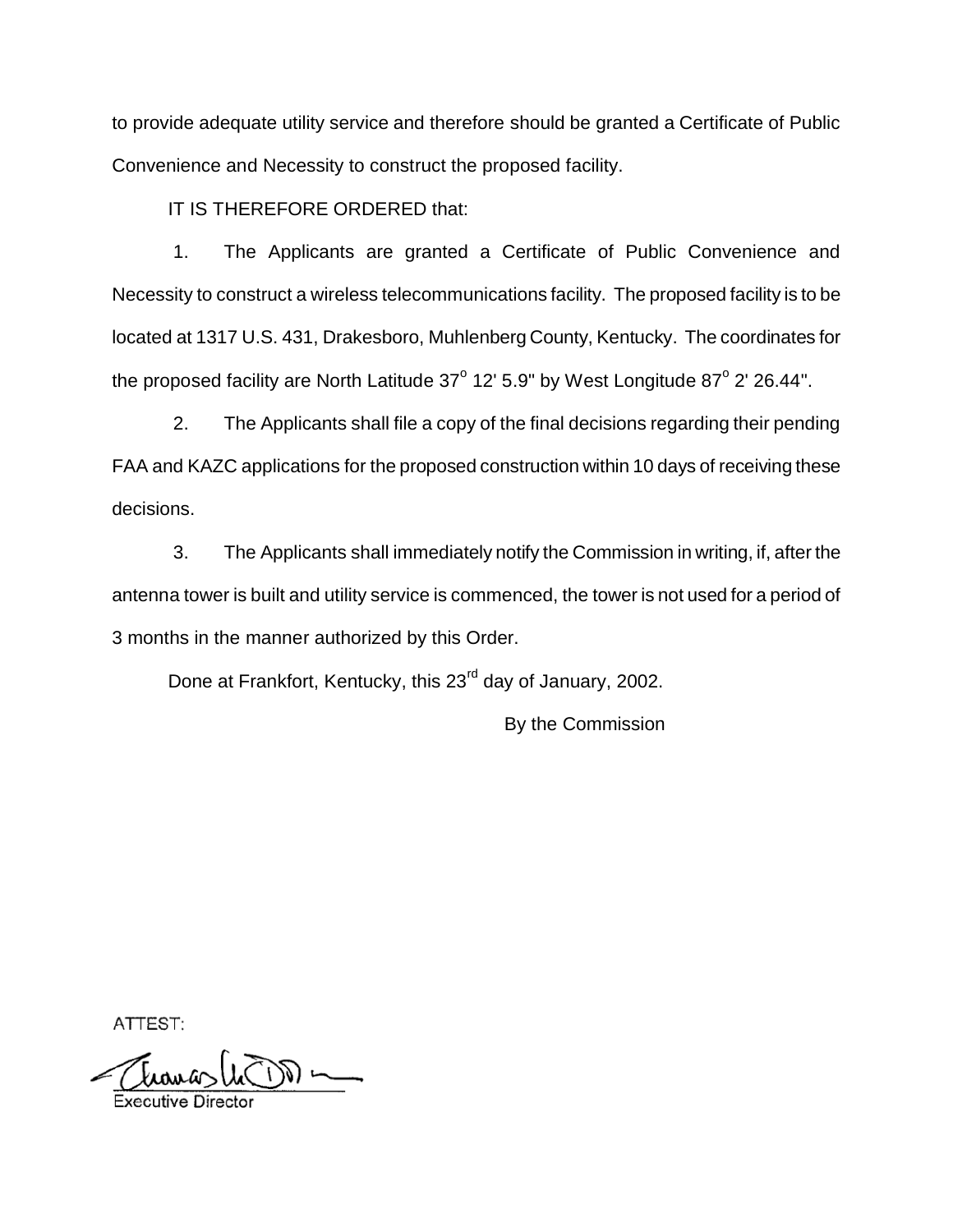to provide adequate utility service and therefore should be granted a Certificate of Public Convenience and Necessity to construct the proposed facility.

IT IS THEREFORE ORDERED that:

1. The Applicants are granted a Certificate of Public Convenience and Necessity to construct a wireless telecommunications facility. The proposed facility is to be located at 1317 U.S. 431, Drakesboro, Muhlenberg County, Kentucky. The coordinates for the proposed facility are North Latitude 37° 12' 5.9" by West Longitude 87° 2' 26.44".

2. The Applicants shall file a copy of the final decisions regarding their pending FAA and KAZC applications for the proposed construction within 10 days of receiving these decisions.

3. The Applicants shall immediately notify the Commission in writing, if, after the antenna tower is built and utility service is commenced, the tower is not used for a period of 3 months in the manner authorized by this Order.

Done at Frankfort, Kentucky, this 23rd day of January, 2002.

By the Commission

ATTEST:

Executive Director